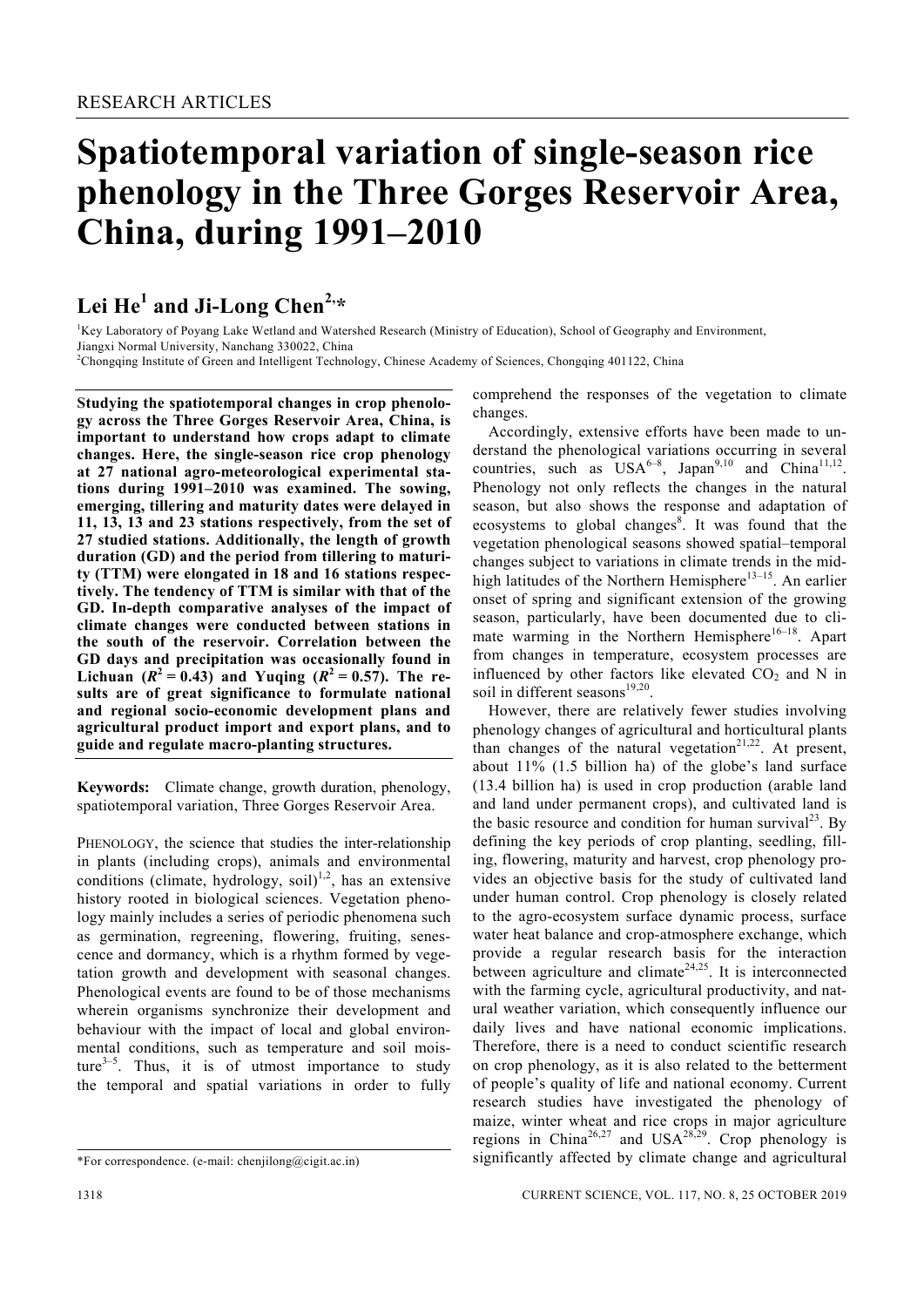RESEARCH ARTICLES

# Spatiotemporal variation of single-season rice phenology in the Three Gorges Reservoir Area, China, during 1991–2010

## Lei He[1] and Ji-Long Chen[2,*]

[1]Key Laboratory of Poyang Lake Wetland and Watershed Research (Ministry of Education), School of Geography and Environment, Jiangxi Normal University, Nanchang 330022, China
[2]Chongqing Institute of Green and Intelligent Technology, Chinese Academy of Sciences, Chongqing 401122, China

**Studying the spatiotemporal changes in crop phenology across the Three Gorges Reservoir Area, China, is important to understand how crops adapt to climate changes. Here, the single-season rice crop phenology at 27 national agro-meteorological experimental stations during 1991–2010 was examined. The sowing, emerging, tillering and maturity dates were delayed in 11, 13, 13 and 23 stations respectively, from the set of 27 studied stations. Additionally, the length of growth duration (GD) and the period from tillering to maturity (TTM) were elongated in 18 and 16 stations respectively. The tendency of TTM is similar with that of the GD. In-depth comparative analyses of the impact of climate changes were conducted between stations in the south of the reservoir. Correlation between the GD days and precipitation was occasionally found in Lichuan ($R^2 = 0.43$) and Yuqing ($R^2 = 0.57$). The results are of great significance to formulate national and regional socio-economic development plans and agricultural product import and export plans, and to guide and regulate macro-planting structures.**

**Keywords:** Climate change, growth duration, phenology, spatiotemporal variation, Three Gorges Reservoir Area.

PHENOLOGY, the science that studies the inter-relationship in plants (including crops), animals and environmental conditions (climate, hydrology, soil)[1,2], has an extensive history rooted in biological sciences. Vegetation phenology mainly includes a series of periodic phenomena such as germination, regreening, flowering, fruiting, senescence and dormancy, which is a rhythm formed by vegetation growth and development with seasonal changes. Phenological events are found to be of those mechanisms wherein organisms synchronize their development and behaviour with the impact of local and global environmental conditions, such as temperature and soil moisture[3–5]. Thus, it is of utmost importance to study the temporal and spatial variations in order to fully comprehend the responses of the vegetation to climate changes.

Accordingly, extensive efforts have been made to understand the phenological variations occurring in several countries, such as USA[6–8], Japan[9,10] and China[11,12]. Phenology not only reflects the changes in the natural season, but also shows the response and adaptation of ecosystems to global changes[8]. It was found that the vegetation phenological seasons showed spatial–temporal changes subject to variations in climate trends in the mid-high latitudes of the Northern Hemisphere[13–15]. An earlier onset of spring and significant extension of the growing season, particularly, have been documented due to climate warming in the Northern Hemisphere[16–18]. Apart from changes in temperature, ecosystem processes are influenced by other factors like elevated $CO_2$ and N in soil in different seasons[19,20].

However, there are relatively fewer studies involving phenology changes of agricultural and horticultural plants than changes of the natural vegetation[21,22]. At present, about 11% (1.5 billion ha) of the globe's land surface (13.4 billion ha) is used in crop production (arable land and land under permanent crops), and cultivated land is the basic resource and condition for human survival[23]. By defining the key periods of crop planting, seedling, filling, flowering, maturity and harvest, crop phenology provides an objective basis for the study of cultivated land under human control. Crop phenology is closely related to the agro-ecosystem surface dynamic process, surface water heat balance and crop-atmosphere exchange, which provide a regular research basis for the interaction between agriculture and climate[24,25]. It is interconnected with the farming cycle, agricultural productivity, and natural weather variation, which consequently influence our daily lives and have national economic implications. Therefore, there is a need to conduct scientific research on crop phenology, as it is also related to the betterment of people's quality of life and national economy. Current research studies have investigated the phenology of maize, winter wheat and rice crops in major agriculture regions in China[26,27] and USA[28,29]. Crop phenology is significantly affected by climate change and agricultural

*For correspondence. (e-mail: chenjilong@cigit.ac.in)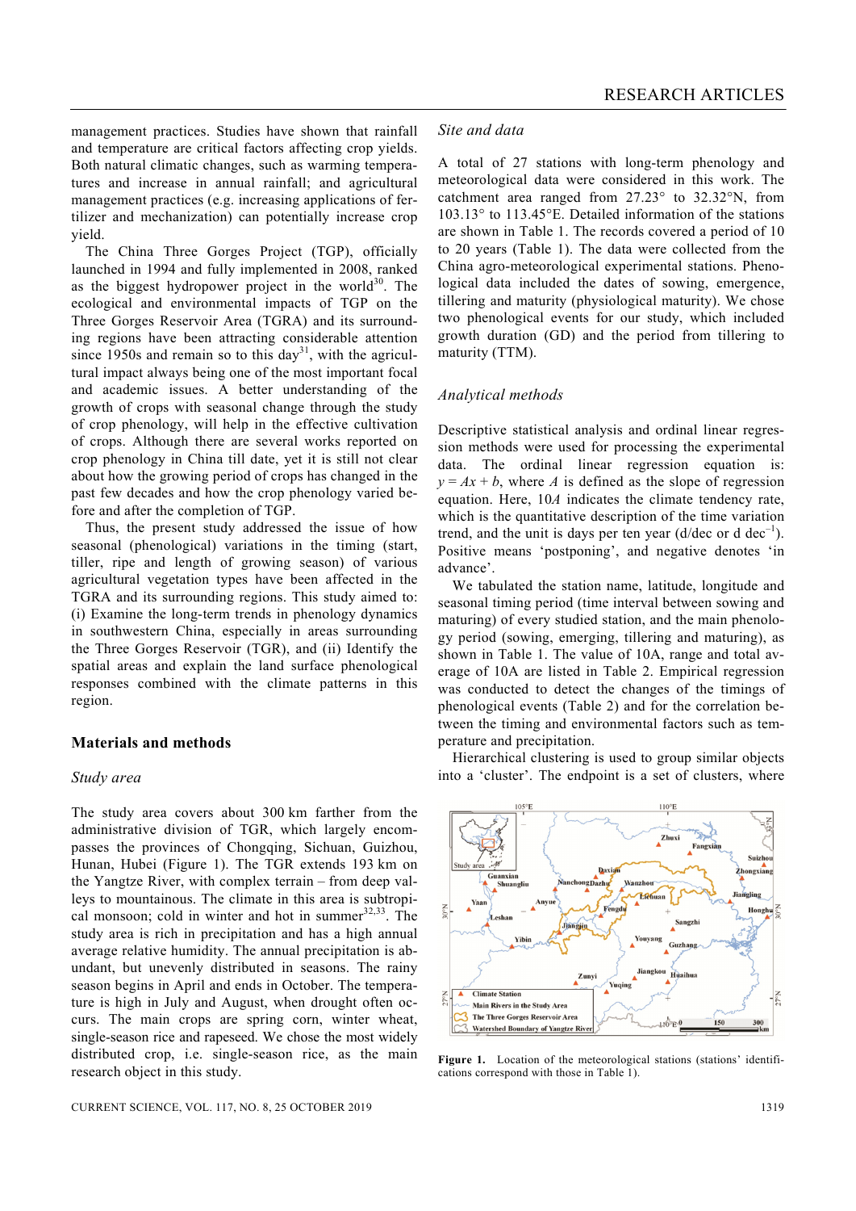management practices. Studies have shown that rainfall and temperature are critical factors affecting crop yields. Both natural climatic changes, such as warming temperatures and increase in annual rainfall; and agricultural management practices (e.g. increasing applications of fertilizer and mechanization) can potentially increase crop yield.

The China Three Gorges Project (TGP), officially launched in 1994 and fully implemented in 2008, ranked as the biggest hydropower project in the world[30]. The ecological and environmental impacts of TGP on the Three Gorges Reservoir Area (TGRA) and its surrounding regions have been attracting considerable attention since 1950s and remain so to this day[31], with the agricultural impact always being one of the most important focal and academic issues. A better understanding of the growth of crops with seasonal change through the study of crop phenology, will help in the effective cultivation of crops. Although there are several works reported on crop phenology in China till date, yet it is still not clear about how the growing period of crops has changed in the past few decades and how the crop phenology varied before and after the completion of TGP.

Thus, the present study addressed the issue of how seasonal (phenological) variations in the timing (start, tiller, ripe and length of growing season) of various agricultural vegetation types have been affected in the TGRA and its surrounding regions. This study aimed to: (i) Examine the long-term trends in phenology dynamics in southwestern China, especially in areas surrounding the Three Gorges Reservoir (TGR), and (ii) Identify the spatial areas and explain the land surface phenological responses combined with the climate patterns in this region.

## Materials and methods

### *Study area*

The study area covers about 300 km farther from the administrative division of TGR, which largely encompasses the provinces of Chongqing, Sichuan, Guizhou, Hunan, Hubei (Figure 1). The TGR extends 193 km on the Yangtze River, with complex terrain – from deep valleys to mountainous. The climate in this area is subtropical monsoon; cold in winter and hot in summer[32,33]. The study area is rich in precipitation and has a high annual average relative humidity. The annual precipitation is abundant, but unevenly distributed in seasons. The rainy season begins in April and ends in October. The temperature is high in July and August, when drought often occurs. The main crops are spring corn, winter wheat, single-season rice and rapeseed. We chose the most widely distributed crop, i.e. single-season rice, as the main research object in this study.

### *Site and data*

A total of 27 stations with long-term phenology and meteorological data were considered in this work. The catchment area ranged from 27.23° to 32.32°N, from 103.13° to 113.45°E. Detailed information of the stations are shown in Table 1. The records covered a period of 10 to 20 years (Table 1). The data were collected from the China agro-meteorological experimental stations. Phenological data included the dates of sowing, emergence, tillering and maturity (physiological maturity). We chose two phenological events for our study, which included growth duration (GD) and the period from tillering to maturity (TTM).

### *Analytical methods*

Descriptive statistical analysis and ordinal linear regression methods were used for processing the experimental data. The ordinal linear regression equation is: $y = Ax + b$, where $A$ is defined as the slope of regression equation. Here, $10A$ indicates the climate tendency rate, which is the quantitative description of the time variation trend, and the unit is days per ten year (d/dec or d $\mathrm{dec}^{-1}$). Positive means 'postponing', and negative denotes 'in advance'.

We tabulated the station name, latitude, longitude and seasonal timing period (time interval between sowing and maturing) of every studied station, and the main phenology period (sowing, emerging, tillering and maturing), as shown in Table 1. The value of 10A, range and total average of 10A are listed in Table 2. Empirical regression was conducted to detect the changes of the timings of phenological events (Table 2) and for the correlation between the timing and environmental factors such as temperature and precipitation.

Hierarchical clustering is used to group similar objects into a 'cluster'. The endpoint is a set of clusters, where

105°E
110°E
35°N
30°N
27°N
Study area
Zhuxi
Fangxian
Suizhou
Zhongxiang
Guanxian
Shuangliu
Daxian
Nanchong
Dazhu
Wanzhou
Jiangling
Yaan
Anyue
Lichuan
Honghu
Leshan
Fengdu
Sangzhi
Jiangjin
Yibin
Youyang
Guzhang
Jiangkou
Huaihua
Zunyi
Yuqing
Climate Station
Main Rivers in the Study Area
The Three Gorges Reservoir Area
Watershed Boundary of Yangtze River
0 150 300 km

**Figure 1.** Location of the meteorological stations (stations' identifications correspond with those in Table 1).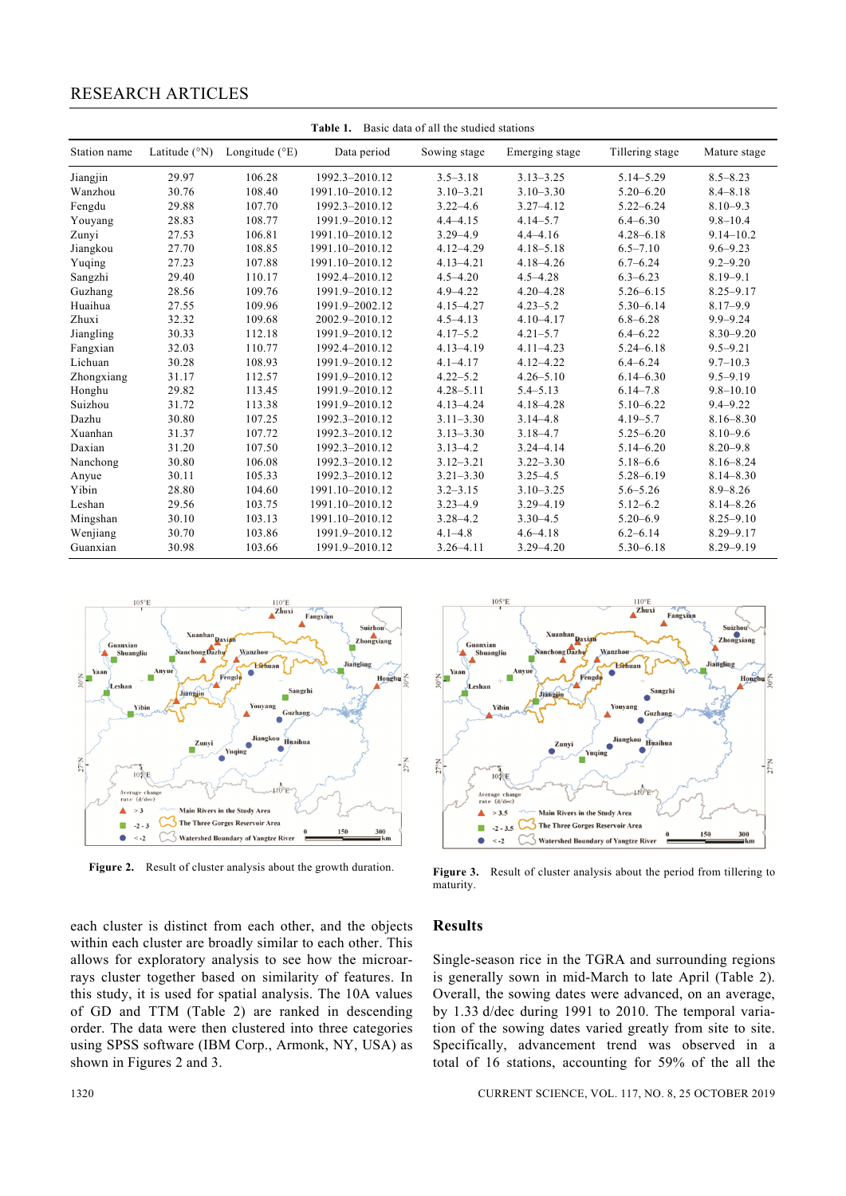Table 1. Basic data of all the studied stations

| Station name | Latitude (°N) | Longitude (°E) | Data period | Sowing stage | Emerging stage | Tillering stage | Mature stage |
|---|---|---|---|---|---|---|---|
| Jiangjin | 29.97 | 106.28 | 1992.3–2010.12 | 3.5–3.18 | 3.13–3.25 | 5.14–5.29 | 8.5–8.23 |
| Wanzhou | 30.76 | 108.40 | 1991.10–2010.12 | 3.10–3.21 | 3.10–3.30 | 5.20–6.20 | 8.4–8.18 |
| Fengdu | 29.88 | 107.70 | 1992.3–2010.12 | 3.22–4.6 | 3.27–4.12 | 5.22–6.24 | 8.10–9.3 |
| Youyang | 28.83 | 108.77 | 1991.9–2010.12 | 4.4–4.15 | 4.14–5.7 | 6.4–6.30 | 9.8–10.4 |
| Zunyi | 27.53 | 106.81 | 1991.10–2010.12 | 3.29–4.9 | 4.4–4.16 | 4.28–6.18 | 9.14–10.2 |
| Jiangkou | 27.70 | 108.85 | 1991.10–2010.12 | 4.12–4.29 | 4.18–5.18 | 6.5–7.10 | 9.6–9.23 |
| Yuqing | 27.23 | 107.88 | 1991.10–2010.12 | 4.13–4.21 | 4.18–4.26 | 6.7–6.24 | 9.2–9.20 |
| Sangzhi | 29.40 | 110.17 | 1992.4–2010.12 | 4.5–4.20 | 4.5–4.28 | 6.3–6.23 | 8.19–9.1 |
| Guzhang | 28.56 | 109.76 | 1991.9–2010.12 | 4.9–4.22 | 4.20–4.28 | 5.26–6.15 | 8.25–9.17 |
| Huaihua | 27.55 | 109.96 | 1991.9–2002.12 | 4.15–4.27 | 4.23–5.2 | 5.30–6.14 | 8.17–9.9 |
| Zhuxi | 32.32 | 109.68 | 2002.9–2010.12 | 4.5–4.13 | 4.10–4.17 | 6.8–6.28 | 9.9–9.24 |
| Jiangling | 30.33 | 112.18 | 1991.9–2010.12 | 4.17–5.2 | 4.21–5.7 | 6.4–6.22 | 8.30–9.20 |
| Fangxian | 32.03 | 110.77 | 1992.4–2010.12 | 4.13–4.19 | 4.11–4.23 | 5.24–6.18 | 9.5–9.21 |
| Lichuan | 30.28 | 108.93 | 1991.9–2010.12 | 4.1–4.17 | 4.12–4.22 | 6.4–6.24 | 9.7–10.3 |
| Zhongxiang | 31.17 | 112.57 | 1991.9–2010.12 | 4.22–5.2 | 4.26–5.10 | 6.14–6.30 | 9.5–9.19 |
| Honghu | 29.82 | 113.45 | 1991.9–2010.12 | 4.28–5.11 | 5.4–5.13 | 6.14–7.8 | 9.8–10.10 |
| Suizhou | 31.72 | 113.38 | 1991.9–2010.12 | 4.13–4.24 | 4.18–4.28 | 5.10–6.22 | 9.4–9.22 |
| Dazhu | 30.80 | 107.25 | 1992.3–2010.12 | 3.11–3.30 | 3.14–4.8 | 4.19–5.7 | 8.16–8.30 |
| Xuanhan | 31.37 | 107.72 | 1992.3–2010.12 | 3.13–3.30 | 3.18–4.7 | 5.25–6.20 | 8.10–9.6 |
| Daxian | 31.20 | 107.50 | 1992.3–2010.12 | 3.13–4.2 | 3.24–4.14 | 5.14–6.20 | 8.20–9.8 |
| Nanchong | 30.80 | 106.08 | 1992.3–2010.12 | 3.12–3.21 | 3.22–3.30 | 5.18–6.6 | 8.16–8.24 |
| Anyue | 30.11 | 105.33 | 1992.3–2010.12 | 3.21–3.30 | 3.25–4.5 | 5.28–6.19 | 8.14–8.30 |
| Yibin | 28.80 | 104.60 | 1991.10–2010.12 | 3.2–3.15 | 3.10–3.25 | 5.6–5.26 | 8.9–8.26 |
| Leshan | 29.56 | 103.75 | 1991.10–2010.12 | 3.23–4.9 | 3.29–4.19 | 5.12–6.2 | 8.14–8.26 |
| Mingshan | 30.10 | 103.13 | 1991.10–2010.12 | 3.28–4.2 | 3.30–4.5 | 5.20–6.9 | 8.25–9.10 |
| Wenjiang | 30.70 | 103.86 | 1991.9–2010.12 | 4.1–4.8 | 4.6–4.18 | 6.2–6.14 | 8.29–9.17 |
| Guanxian | 30.98 | 103.66 | 1991.9–2010.12 | 3.26–4.11 | 3.29–4.20 | 5.30–6.18 | 8.29–9.19 |

Figure 2. Result of cluster analysis about the growth duration.

Figure 3. Result of cluster analysis about the period from tillering to maturity.

each cluster is distinct from each other, and the objects within each cluster are broadly similar to each other. This allows for exploratory analysis to see how the microarrays cluster together based on similarity of features. In this study, it is used for spatial analysis. The 10A values of GD and TTM (Table 2) are ranked in descending order. The data were then clustered into three categories using SPSS software (IBM Corp., Armonk, NY, USA) as shown in Figures 2 and 3.

## Results

Single-season rice in the TGRA and surrounding regions is generally sown in mid-March to late April (Table 2). Overall, the sowing dates were advanced, on an average, by 1.33 d/dec during 1991 to 2010. The temporal variation of the sowing dates varied greatly from site to site. Specifically, advancement trend was observed in a total of 16 stations, accounting for 59% of the all the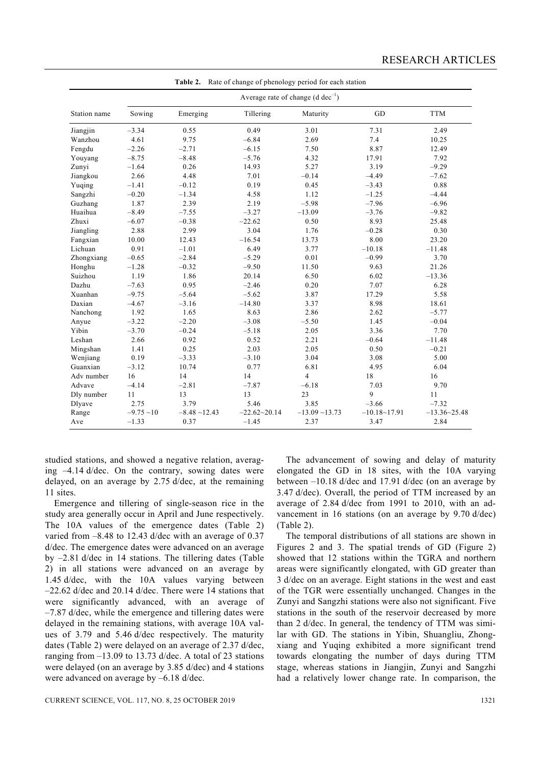**Table 2.** Rate of change of phenology period for each station

| Station name | Average rate of change (d $dec^{-1}$) | | | | | |
|---|---|---|---|---|---|---|
| | Sowing | Emerging | Tillering | Maturity | GD | TTM |
| Jiangjin | –3.34 | 0.55 | 0.49 | 3.01 | 7.31 | 2.49 |
| Wanzhou | 4.61 | 9.75 | –6.84 | 2.69 | 7.4 | 10.25 |
| Fengdu | –2.26 | –2.71 | –6.15 | 7.50 | 8.87 | 12.49 |
| Youyang | –8.75 | –8.48 | –5.76 | 4.32 | 17.91 | 7.92 |
| Zunyi | –1.64 | 0.26 | 14.93 | 5.27 | 3.19 | –9.29 |
| Jiangkou | 2.66 | 4.48 | 7.01 | –0.14 | –4.49 | –7.62 |
| Yuqing | –1.41 | –0.12 | 0.19 | 0.45 | –3.43 | 0.88 |
| Sangzhi | –0.20 | –1.34 | 4.58 | 1.12 | –1.25 | –4.44 |
| Guzhang | 1.87 | 2.39 | 2.19 | –5.98 | –7.96 | –6.96 |
| Huaihua | –8.49 | –7.55 | –3.27 | –13.09 | –3.76 | –9.82 |
| Zhuxi | –6.07 | –0.38 | –22.62 | 0.50 | 8.93 | 25.48 |
| Jiangling | 2.88 | 2.99 | 3.04 | 1.76 | –0.28 | 0.30 |
| Fangxian | 10.00 | 12.43 | –16.54 | 13.73 | 8.00 | 23.20 |
| Lichuan | 0.91 | –1.01 | 6.49 | 3.77 | –10.18 | –11.48 |
| Zhongxiang | –0.65 | –2.84 | –5.29 | 0.01 | –0.99 | 3.70 |
| Honghu | –1.28 | –0.32 | –9.50 | 11.50 | 9.63 | 21.26 |
| Suizhou | 1.19 | 1.86 | 20.14 | 6.50 | 6.02 | –13.36 |
| Dazhu | –7.63 | 0.95 | –2.46 | 0.20 | 7.07 | 6.28 |
| Xuanhan | –9.75 | –5.64 | –5.62 | 3.87 | 17.29 | 5.58 |
| Daxian | –4.67 | –3.16 | –14.80 | 3.37 | 8.98 | 18.61 |
| Nanchong | 1.92 | 1.65 | 8.63 | 2.86 | 2.62 | –5.77 |
| Anyue | –3.22 | –2.20 | –3.08 | –5.50 | 1.45 | –0.04 |
| Yibin | –3.70 | –0.24 | –5.18 | 2.05 | 3.36 | 7.70 |
| Leshan | 2.66 | 0.92 | 0.52 | 2.21 | –0.64 | –11.48 |
| Mingshan | 1.41 | 0.25 | 2.03 | 2.05 | 0.50 | –0.21 |
| Wenjiang | 0.19 | –3.33 | –3.10 | 3.04 | 3.08 | 5.00 |
| Guanxian | –3.12 | 10.74 | 0.77 | 6.81 | 4.95 | 6.04 |
| Adv number | 16 | 14 | 14 | 4 | 18 | 16 |
| Advave | –4.14 | –2.81 | –7.87 | –6.18 | 7.03 | 9.70 |
| Dly number | 11 | 13 | 13 | 23 | 9 | 11 |
| Dlyave | 2.75 | 3.79 | 5.46 | 3.85 | –3.66 | –7.32 |
| Range | –9.75 ~10 | –8.48 ~12.43 | –22.62~20.14 | –13.09 ~13.73 | –10.18~17.91 | –13.36~25.48 |
| Ave | –1.33 | 0.37 | –1.45 | 2.37 | 3.47 | 2.84 |

studied stations, and showed a negative relation, averaging –4.14 d/dec. On the contrary, sowing dates were delayed, on an average by 2.75 d/dec, at the remaining 11 sites.

Emergence and tillering of single-season rice in the study area generally occur in April and June respectively. The 10A values of the emergence dates (Table 2) varied from –8.48 to 12.43 d/dec with an average of 0.37 d/dec. The emergence dates were advanced on an average by –2.81 d/dec in 14 stations. The tillering dates (Table 2) in all stations were advanced on an average by 1.45 d/dec, with the 10A values varying between –22.62 d/dec and 20.14 d/dec. There were 14 stations that were significantly advanced, with an average of –7.87 d/dec, while the emergence and tillering dates were delayed in the remaining stations, with average 10A values of 3.79 and 5.46 d/dec respectively. The maturity dates (Table 2) were delayed on an average of 2.37 d/dec, ranging from –13.09 to 13.73 d/dec. A total of 23 stations were delayed (on an average by 3.85 d/dec) and 4 stations were advanced on average by –6.18 d/dec.

The advancement of sowing and delay of maturity elongated the GD in 18 sites, with the 10A varying between –10.18 d/dec and 17.91 d/dec (on an average by 3.47 d/dec). Overall, the period of TTM increased by an average of 2.84 d/dec from 1991 to 2010, with an advancement in 16 stations (on an average by 9.70 d/dec) (Table 2).

The temporal distributions of all stations are shown in Figures 2 and 3. The spatial trends of GD (Figure 2) showed that 12 stations within the TGRA and northern areas were significantly elongated, with GD greater than 3 d/dec on an average. Eight stations in the west and east of the TGR were essentially unchanged. Changes in the Zunyi and Sangzhi stations were also not significant. Five stations in the south of the reservoir decreased by more than 2 d/dec. In general, the tendency of TTM was similar with GD. The stations in Yibin, Shuangliu, Zhongxiang and Yuqing exhibited a more significant trend towards elongating the number of days during TTM stage, whereas stations in Jiangjin, Zunyi and Sangzhi had a relatively lower change rate. In comparison, the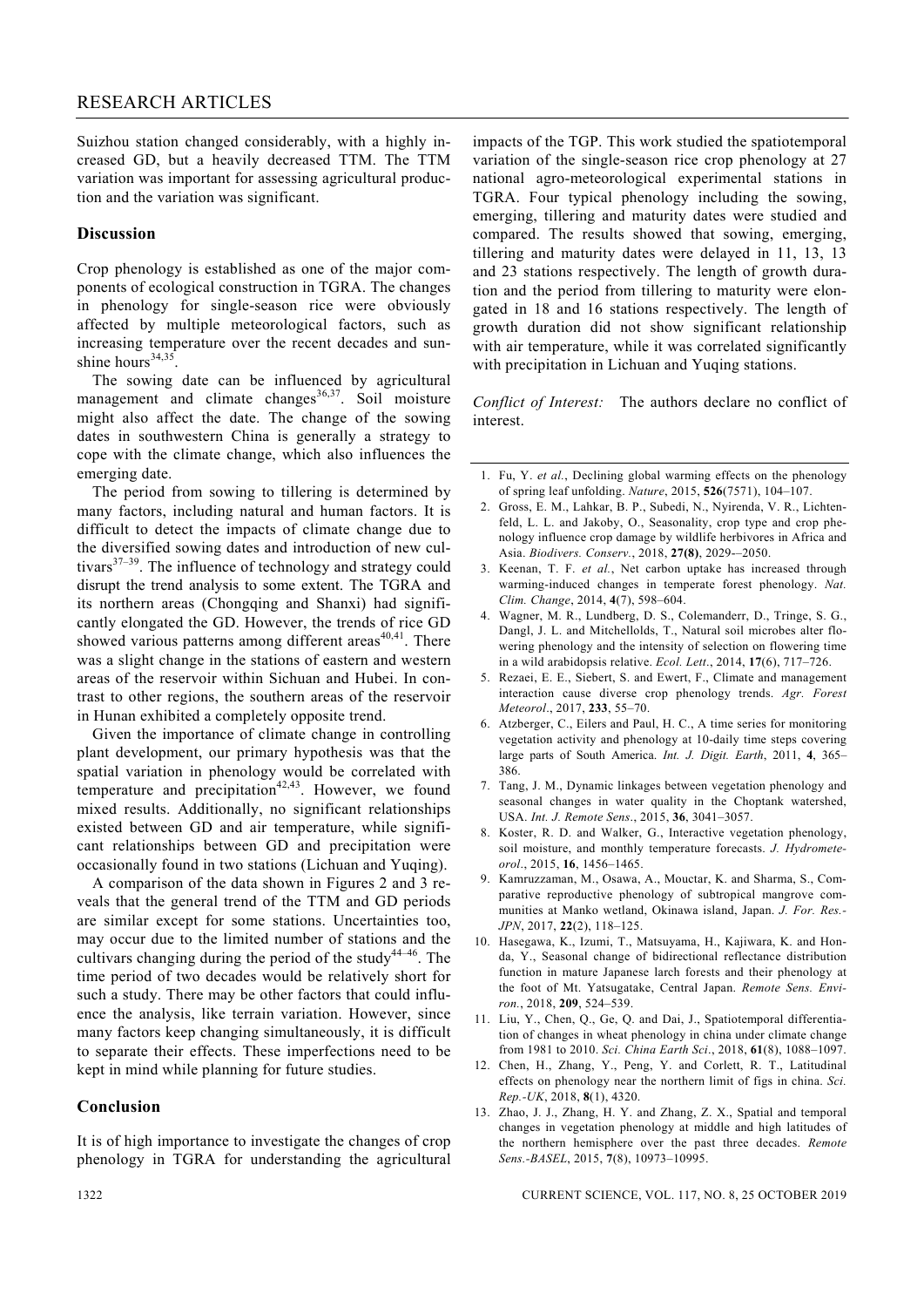Suizhou station changed considerably, with a highly increased GD, but a heavily decreased TTM. The TTM variation was important for assessing agricultural production and the variation was significant.

## Discussion

Crop phenology is established as one of the major components of ecological construction in TGRA. The changes in phenology for single-season rice were obviously affected by multiple meteorological factors, such as increasing temperature over the recent decades and sunshine hours[34,35].

The sowing date can be influenced by agricultural management and climate changes[36,37]. Soil moisture might also affect the date. The change of the sowing dates in southwestern China is generally a strategy to cope with the climate change, which also influences the emerging date.

The period from sowing to tillering is determined by many factors, including natural and human factors. It is difficult to detect the impacts of climate change due to the diversified sowing dates and introduction of new cultivars[37–39]. The influence of technology and strategy could disrupt the trend analysis to some extent. The TGRA and its northern areas (Chongqing and Shanxi) had significantly elongated the GD. However, the trends of rice GD showed various patterns among different areas[40,41]. There was a slight change in the stations of eastern and western areas of the reservoir within Sichuan and Hubei. In contrast to other regions, the southern areas of the reservoir in Hunan exhibited a completely opposite trend.

Given the importance of climate change in controlling plant development, our primary hypothesis was that the spatial variation in phenology would be correlated with temperature and precipitation[42,43]. However, we found mixed results. Additionally, no significant relationships existed between GD and air temperature, while significant relationships between GD and precipitation were occasionally found in two stations (Lichuan and Yuqing).

A comparison of the data shown in Figures 2 and 3 reveals that the general trend of the TTM and GD periods are similar except for some stations. Uncertainties too, may occur due to the limited number of stations and the cultivars changing during the period of the study[44–46]. The time period of two decades would be relatively short for such a study. There may be other factors that could influence the analysis, like terrain variation. However, since many factors keep changing simultaneously, it is difficult to separate their effects. These imperfections need to be kept in mind while planning for future studies.

## Conclusion

It is of high importance to investigate the changes of crop phenology in TGRA for understanding the agricultural impacts of the TGP. This work studied the spatiotemporal variation of the single-season rice crop phenology at 27 national agro-meteorological experimental stations in TGRA. Four typical phenology including the sowing, emerging, tillering and maturity dates were studied and compared. The results showed that sowing, emerging, tillering and maturity dates were delayed in 11, 13, 13 and 23 stations respectively. The length of growth duration and the period from tillering to maturity were elongated in 18 and 16 stations respectively. The length of growth duration did not show significant relationship with air temperature, while it was correlated significantly with precipitation in Lichuan and Yuqing stations.

*Conflict of Interest:* The authors declare no conflict of interest.

1. Fu, Y. *et al.*, Declining global warming effects on the phenology of spring leaf unfolding. *Nature*, 2015, **526**(7571), 104–107.
2. Gross, E. M., Lahkar, B. P., Subedi, N., Nyirenda, V. R., Lichtenfeld, L. L. and Jakoby, O., Seasonality, crop type and crop phenology influence crop damage by wildlife herbivores in Africa and Asia. *Biodivers. Conserv.*, 2018, **27(8)**, 2029-–2050.
3. Keenan, T. F. *et al.*, Net carbon uptake has increased through warming-induced changes in temperate forest phenology. *Nat. Clim. Change*, 2014, **4**(7), 598–604.
4. Wagner, M. R., Lundberg, D. S., Colemanderr, D., Tringe, S. G., Dangl, J. L. and Mitchellolds, T., Natural soil microbes alter flowering phenology and the intensity of selection on flowering time in a wild arabidopsis relative. *Ecol. Lett*., 2014, **17**(6), 717–726.
5. Rezaei, E. E., Siebert, S. and Ewert, F., Climate and management interaction cause diverse crop phenology trends. *Agr. Forest Meteorol*., 2017, **233**, 55–70.
6. Atzberger, C., Eilers and Paul, H. C., A time series for monitoring vegetation activity and phenology at 10-daily time steps covering large parts of South America. *Int. J. Digit. Earth*, 2011, **4**, 365–386.
7. Tang, J. M., Dynamic linkages between vegetation phenology and seasonal changes in water quality in the Choptank watershed, USA. *Int. J. Remote Sens*., 2015, **36**, 3041–3057.
8. Koster, R. D. and Walker, G., Interactive vegetation phenology, soil moisture, and monthly temperature forecasts. *J. Hydrometeorol*., 2015, **16**, 1456–1465.
9. Kamruzzaman, M., Osawa, A., Mouctar, K. and Sharma, S., Comparative reproductive phenology of subtropical mangrove communities at Manko wetland, Okinawa island, Japan. *J. For. Res.-JPN*, 2017, **22**(2), 118–125.
10. Hasegawa, K., Izumi, T., Matsuyama, H., Kajiwara, K. and Honda, Y., Seasonal change of bidirectional reflectance distribution function in mature Japanese larch forests and their phenology at the foot of Mt. Yatsugatake, Central Japan. *Remote Sens. Environ.*, 2018, **209**, 524–539.
11. Liu, Y., Chen, Q., Ge, Q. and Dai, J., Spatiotemporal differentiation of changes in wheat phenology in china under climate change from 1981 to 2010. *Sci. China Earth Sci*., 2018, **61**(8), 1088–1097.
12. Chen, H., Zhang, Y., Peng, Y. and Corlett, R. T., Latitudinal effects on phenology near the northern limit of figs in china. *Sci. Rep.-UK*, 2018, **8**(1), 4320.
13. Zhao, J. J., Zhang, H. Y. and Zhang, Z. X., Spatial and temporal changes in vegetation phenology at middle and high latitudes of the northern hemisphere over the past three decades. *Remote Sens.-BASEL*, 2015, **7**(8), 10973–10995.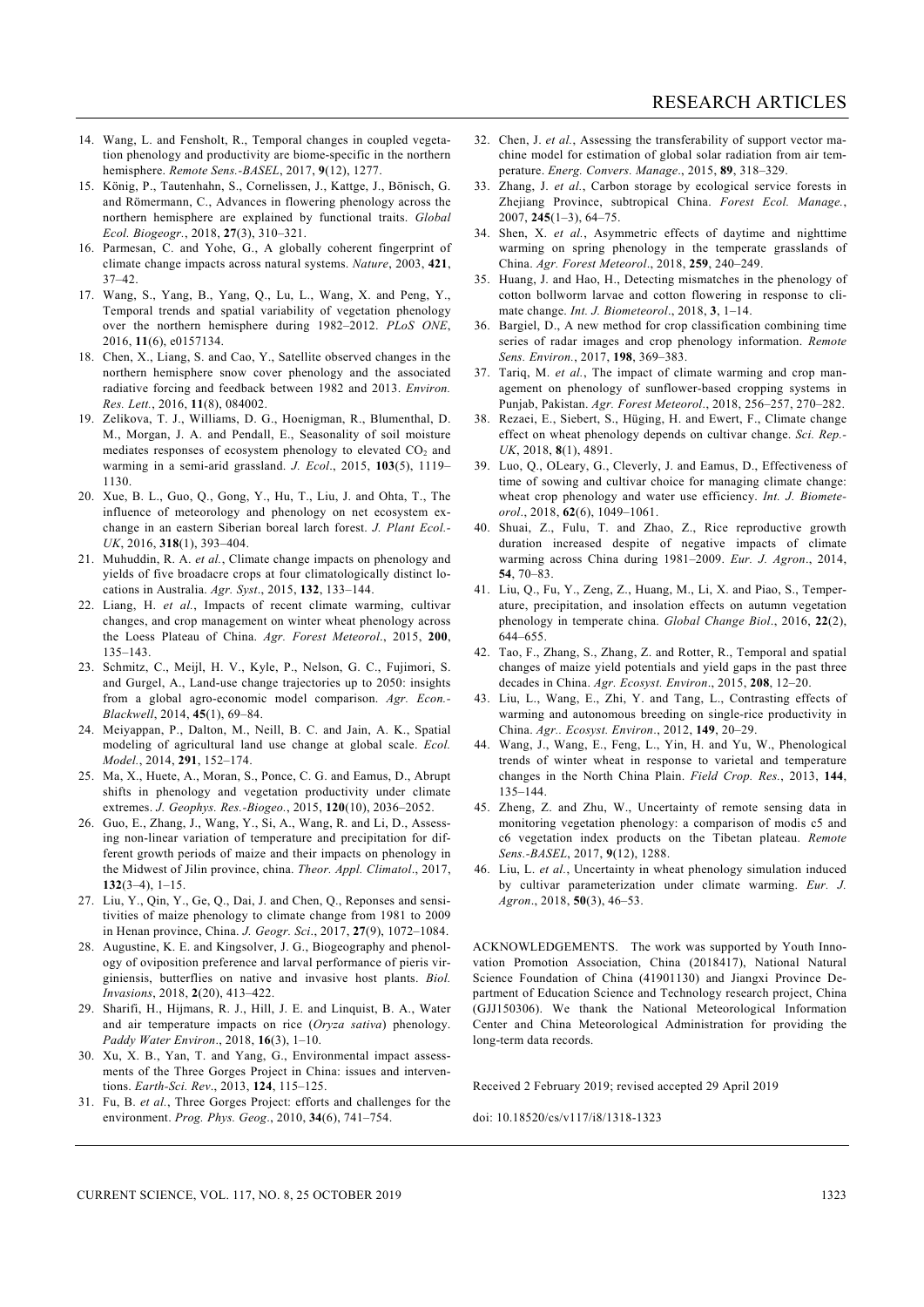14. Wang, L. and Fensholt, R., Temporal changes in coupled vegetation phenology and productivity are biome-specific in the northern hemisphere. *Remote Sens.-BASEL*, 2017, **9**(12), 1277.
15. König, P., Tautenhahn, S., Cornelissen, J., Kattge, J., Bönisch, G. and Römermann, C., Advances in flowering phenology across the northern hemisphere are explained by functional traits. *Global Ecol. Biogeogr.*, 2018, **27**(3), 310–321.
16. Parmesan, C. and Yohe, G., A globally coherent fingerprint of climate change impacts across natural systems. *Nature*, 2003, **421**, 37–42.
17. Wang, S., Yang, B., Yang, Q., Lu, L., Wang, X. and Peng, Y., Temporal trends and spatial variability of vegetation phenology over the northern hemisphere during 1982–2012. *PLoS ONE*, 2016, **11**(6), e0157134.
18. Chen, X., Liang, S. and Cao, Y., Satellite observed changes in the northern hemisphere snow cover phenology and the associated radiative forcing and feedback between 1982 and 2013. *Environ. Res. Lett.*, 2016, **11**(8), 084002.
19. Zelikova, T. J., Williams, D. G., Hoenigman, R., Blumenthal, D. M., Morgan, J. A. and Pendall, E., Seasonality of soil moisture mediates responses of ecosystem phenology to elevated $CO_2$ and warming in a semi-arid grassland. *J. Ecol*., 2015, **103**(5), 1119–1130.
20. Xue, B. L., Guo, Q., Gong, Y., Hu, T., Liu, J. and Ohta, T., The influence of meteorology and phenology on net ecosystem exchange in an eastern Siberian boreal larch forest. *J. Plant Ecol.-UK*, 2016, **318**(1), 393–404.
21. Muhuddin, R. A. *et al.*, Climate change impacts on phenology and yields of five broadacre crops at four climatologically distinct locations in Australia. *Agr. Syst*., 2015, **132**, 133–144.
22. Liang, H. *et al.*, Impacts of recent climate warming, cultivar changes, and crop management on winter wheat phenology across the Loess Plateau of China. *Agr. Forest Meteorol*., 2015, **200**, 135–143.
23. Schmitz, C., Meijl, H. V., Kyle, P., Nelson, G. C., Fujimori, S. and Gurgel, A., Land-use change trajectories up to 2050: insights from a global agro-economic model comparison. *Agr. Econ.-Blackwell*, 2014, **45**(1), 69–84.
24. Meiyappan, P., Dalton, M., Neill, B. C. and Jain, A. K., Spatial modeling of agricultural land use change at global scale. *Ecol. Model.*, 2014, **291**, 152–174.
25. Ma, X., Huete, A., Moran, S., Ponce, C. G. and Eamus, D., Abrupt shifts in phenology and vegetation productivity under climate extremes. *J. Geophys. Res.-Biogeo.*, 2015, **120**(10), 2036–2052.
26. Guo, E., Zhang, J., Wang, Y., Si, A., Wang, R. and Li, D., Assessing non-linear variation of temperature and precipitation for different growth periods of maize and their impacts on phenology in the Midwest of Jilin province, china. *Theor. Appl. Climatol*., 2017, **132**(3–4), 1–15.
27. Liu, Y., Qin, Y., Ge, Q., Dai, J. and Chen, Q., Reponses and sensitivities of maize phenology to climate change from 1981 to 2009 in Henan province, China. *J. Geogr. Sci*., 2017, **27**(9), 1072–1084.
28. Augustine, K. E. and Kingsolver, J. G., Biogeography and phenology of oviposition preference and larval performance of pieris virginiensis, butterflies on native and invasive host plants. *Biol. Invasions*, 2018, **2**(20), 413–422.
29. Sharifi, H., Hijmans, R. J., Hill, J. E. and Linquist, B. A., Water and air temperature impacts on rice (*Oryza sativa*) phenology. *Paddy Water Environ*., 2018, **16**(3), 1–10.
30. Xu, X. B., Yan, T. and Yang, G., Environmental impact assessments of the Three Gorges Project in China: issues and interventions. *Earth-Sci. Rev*., 2013, **124**, 115–125.
31. Fu, B. *et al.*, Three Gorges Project: efforts and challenges for the environment. *Prog. Phys. Geog*., 2010, **34**(6), 741–754.
32. Chen, J. *et al.*, Assessing the transferability of support vector machine model for estimation of global solar radiation from air temperature. *Energ. Convers. Manage*., 2015, **89**, 318–329.
33. Zhang, J. *et al.*, Carbon storage by ecological service forests in Zhejiang Province, subtropical China. *Forest Ecol. Manage.*, 2007, **245**(1–3), 64–75.
34. Shen, X. *et al.*, Asymmetric effects of daytime and nighttime warming on spring phenology in the temperate grasslands of China. *Agr. Forest Meteorol*., 2018, **259**, 240–249.
35. Huang, J. and Hao, H., Detecting mismatches in the phenology of cotton bollworm larvae and cotton flowering in response to climate change. *Int. J. Biometeorol*., 2018, **3**, 1–14.
36. Bargiel, D., A new method for crop classification combining time series of radar images and crop phenology information. *Remote Sens. Environ.*, 2017, **198**, 369–383.
37. Tariq, M. *et al.*, The impact of climate warming and crop management on phenology of sunflower-based cropping systems in Punjab, Pakistan. *Agr. Forest Meteorol*., 2018, 256–257, 270–282.
38. Rezaei, E., Siebert, S., Hüging, H. and Ewert, F., Climate change effect on wheat phenology depends on cultivar change. *Sci. Rep.-UK*, 2018, **8**(1), 4891.
39. Luo, Q., OLeary, G., Cleverly, J. and Eamus, D., Effectiveness of time of sowing and cultivar choice for managing climate change: wheat crop phenology and water use efficiency. *Int. J. Biometeorol*., 2018, **62**(6), 1049–1061.
40. Shuai, Z., Fulu, T. and Zhao, Z., Rice reproductive growth duration increased despite of negative impacts of climate warming across China during 1981–2009. *Eur. J. Agron*., 2014, **54**, 70–83.
41. Liu, Q., Fu, Y., Zeng, Z., Huang, M., Li, X. and Piao, S., Temperature, precipitation, and insolation effects on autumn vegetation phenology in temperate china. *Global Change Biol*., 2016, **22**(2), 644–655.
42. Tao, F., Zhang, S., Zhang, Z. and Rotter, R., Temporal and spatial changes of maize yield potentials and yield gaps in the past three decades in China. *Agr. Ecosyst. Environ*., 2015, **208**, 12–20.
43. Liu, L., Wang, E., Zhi, Y. and Tang, L., Contrasting effects of warming and autonomous breeding on single-rice productivity in China. *Agr.. Ecosyst. Environ*., 2012, **149**, 20–29.
44. Wang, J., Wang, E., Feng, L., Yin, H. and Yu, W., Phenological trends of winter wheat in response to varietal and temperature changes in the North China Plain. *Field Crop. Res.*, 2013, **144**, 135–144.
45. Zheng, Z. and Zhu, W., Uncertainty of remote sensing data in monitoring vegetation phenology: a comparison of modis c5 and c6 vegetation index products on the Tibetan plateau. *Remote Sens.-BASEL*, 2017, **9**(12), 1288.
46. Liu, L. *et al.*, Uncertainty in wheat phenology simulation induced by cultivar parameterization under climate warming. *Eur. J. Agron*., 2018, **50**(3), 46–53.

ACKNOWLEDGEMENTS. The work was supported by Youth Innovation Promotion Association, China (2018417), National Natural Science Foundation of China (41901130) and Jiangxi Province Department of Education Science and Technology research project, China (GJJ150306). We thank the National Meteorological Information Center and China Meteorological Administration for providing the long-term data records.

Received 2 February 2019; revised accepted 29 April 2019

doi: 10.18520/cs/v117/i8/1318-1323